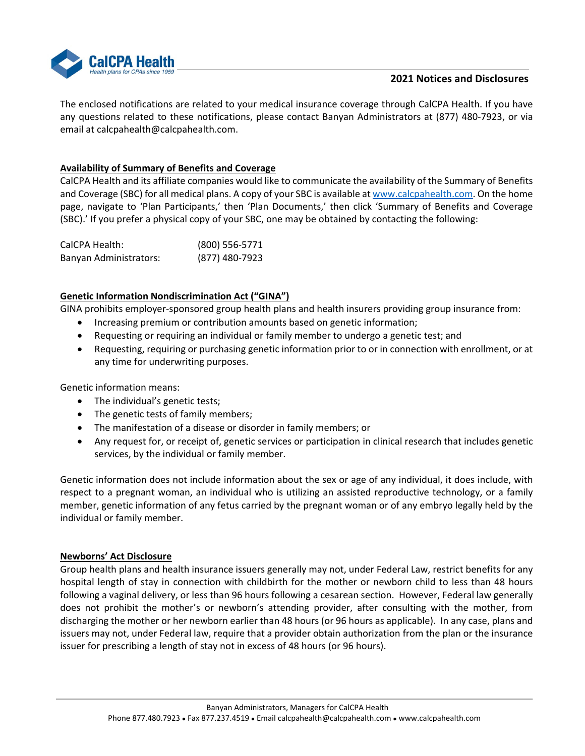# 2021 Notices and Disclosures

The enclosed notifications are related to your medical insurance coverage through CalCPA Health. If you have any questions related to these notifications, please contact Banyan Administrators at (877) 480-7923, or via email at calcpahealth@calcpahealth.com.

## Availability of Summary of Benefits and Coverage

CalCPA Health and its affiliate companies would like to communicate the availability of the Summary of Benefits and Coverage (SBC) for all medical plans. A copy of your SBC is available at www.calcpahealth.com. On the home page, navigate to 'Plan Participants,' then 'Plan Documents,' then click 'Summary of Benefits and Coverage (SBC).' If you prefer a physical copy of your SBC, one may be obtained by contacting the following:

| | |
|---|---|
| CalCPA Health: | (800) 556-5771 |
| Banyan Administrators: | (877) 480-7923 |

## Genetic Information Nondiscrimination Act ("GINA")

GINA prohibits employer-sponsored group health plans and health insurers providing group insurance from:

- Increasing premium or contribution amounts based on genetic information;
- Requesting or requiring an individual or family member to undergo a genetic test; and
- Requesting, requiring or purchasing genetic information prior to or in connection with enrollment, or at any time for underwriting purposes.

Genetic information means:

- The individual's genetic tests;
- The genetic tests of family members;
- The manifestation of a disease or disorder in family members; or
- Any request for, or receipt of, genetic services or participation in clinical research that includes genetic services, by the individual or family member.

Genetic information does not include information about the sex or age of any individual, it does include, with respect to a pregnant woman, an individual who is utilizing an assisted reproductive technology, or a family member, genetic information of any fetus carried by the pregnant woman or of any embryo legally held by the individual or family member.

## Newborns' Act Disclosure

Group health plans and health insurance issuers generally may not, under Federal Law, restrict benefits for any hospital length of stay in connection with childbirth for the mother or newborn child to less than 48 hours following a vaginal delivery, or less than 96 hours following a cesarean section. However, Federal law generally does not prohibit the mother's or newborn's attending provider, after consulting with the mother, from discharging the mother or her newborn earlier than 48 hours (or 96 hours as applicable). In any case, plans and issuers may not, under Federal law, require that a provider obtain authorization from the plan or the insurance issuer for prescribing a length of stay not in excess of 48 hours (or 96 hours).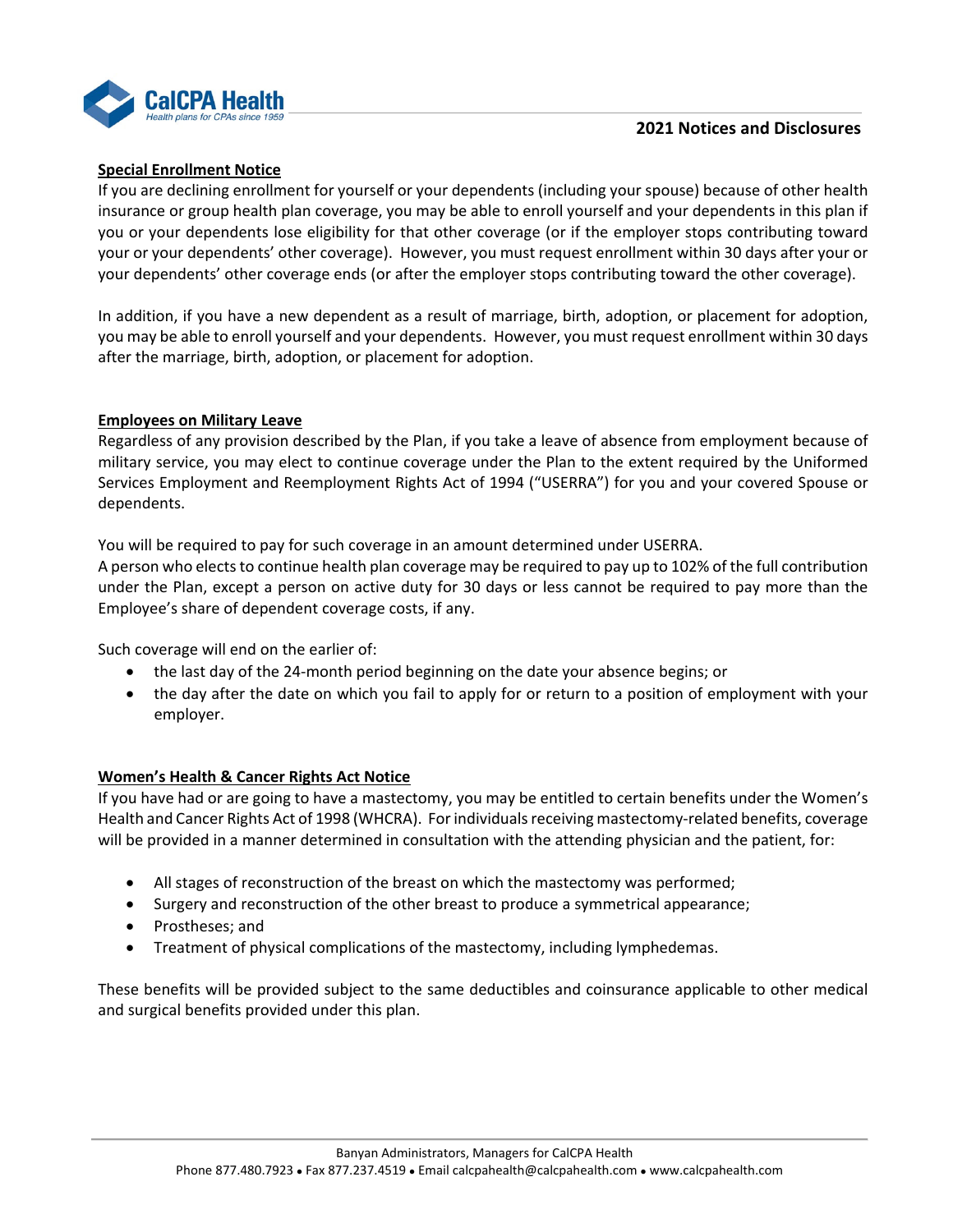**Special Enrollment Notice**

If you are declining enrollment for yourself or your dependents (including your spouse) because of other health insurance or group health plan coverage, you may be able to enroll yourself and your dependents in this plan if you or your dependents lose eligibility for that other coverage (or if the employer stops contributing toward your or your dependents' other coverage). However, you must request enrollment within 30 days after your or your dependents' other coverage ends (or after the employer stops contributing toward the other coverage).

In addition, if you have a new dependent as a result of marriage, birth, adoption, or placement for adoption, you may be able to enroll yourself and your dependents. However, you must request enrollment within 30 days after the marriage, birth, adoption, or placement for adoption.

**Employees on Military Leave**

Regardless of any provision described by the Plan, if you take a leave of absence from employment because of military service, you may elect to continue coverage under the Plan to the extent required by the Uniformed Services Employment and Reemployment Rights Act of 1994 ("USERRA") for you and your covered Spouse or dependents.

You will be required to pay for such coverage in an amount determined under USERRA.

A person who elects to continue health plan coverage may be required to pay up to 102% of the full contribution under the Plan, except a person on active duty for 30 days or less cannot be required to pay more than the Employee's share of dependent coverage costs, if any.

Such coverage will end on the earlier of:

- the last day of the 24-month period beginning on the date your absence begins; or
- the day after the date on which you fail to apply for or return to a position of employment with your employer.

**Women's Health & Cancer Rights Act Notice**

If you have had or are going to have a mastectomy, you may be entitled to certain benefits under the Women's Health and Cancer Rights Act of 1998 (WHCRA). For individuals receiving mastectomy-related benefits, coverage will be provided in a manner determined in consultation with the attending physician and the patient, for:

- All stages of reconstruction of the breast on which the mastectomy was performed;
- Surgery and reconstruction of the other breast to produce a symmetrical appearance;
- Prostheses; and
- Treatment of physical complications of the mastectomy, including lymphedemas.

These benefits will be provided subject to the same deductibles and coinsurance applicable to other medical and surgical benefits provided under this plan.